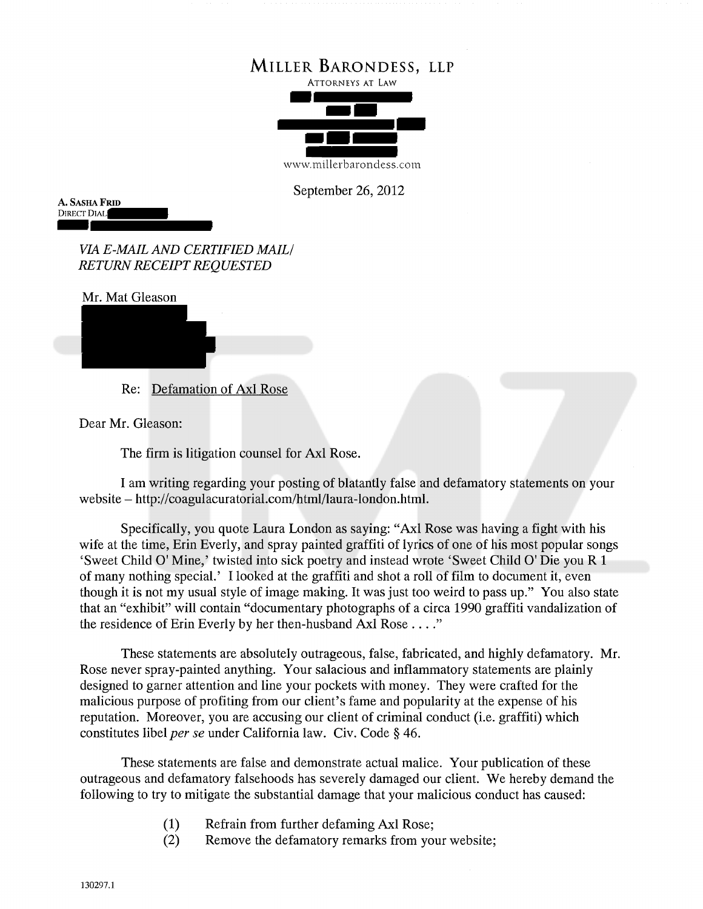# MILLER BARONDESS, LLP

ATTORNEYS AT LAW

www.millerbarondess.com

September 26, 2012

**A. SASHA FRID**
DIRECT DIAL

*VIA E-MAIL AND CERTIFIED MAIL/*
*RETURN RECEIPT REQUESTED*

Mr. Mat Gleason

Re: Defamation of Axl Rose

Dear Mr. Gleason:

The firm is litigation counsel for Axl Rose.

I am writing regarding your posting of blatantly false and defamatory statements on your website – http://coagulacuratorial.com/html/laura-london.html.

Specifically, you quote Laura London as saying: "Axl Rose was having a fight with his wife at the time, Erin Everly, and spray painted graffiti of lyrics of one of his most popular songs 'Sweet Child O' Mine,' twisted into sick poetry and instead wrote 'Sweet Child O' Die you R 1 of many nothing special.' I looked at the graffiti and shot a roll of film to document it, even though it is not my usual style of image making. It was just too weird to pass up." You also state that an "exhibit" will contain "documentary photographs of a circa 1990 graffiti vandalization of the residence of Erin Everly by her then-husband Axl Rose . . . ."

These statements are absolutely outrageous, false, fabricated, and highly defamatory. Mr. Rose never spray-painted anything. Your salacious and inflammatory statements are plainly designed to garner attention and line your pockets with money. They were crafted for the malicious purpose of profiting from our client's fame and popularity at the expense of his reputation. Moreover, you are accusing our client of criminal conduct (i.e. graffiti) which constitutes libel *per se* under California law. Civ. Code § 46.

These statements are false and demonstrate actual malice. Your publication of these outrageous and defamatory falsehoods has severely damaged our client. We hereby demand the following to try to mitigate the substantial damage that your malicious conduct has caused:

(1) Refrain from further defaming Axl Rose;
(2) Remove the defamatory remarks from your website;

130297.1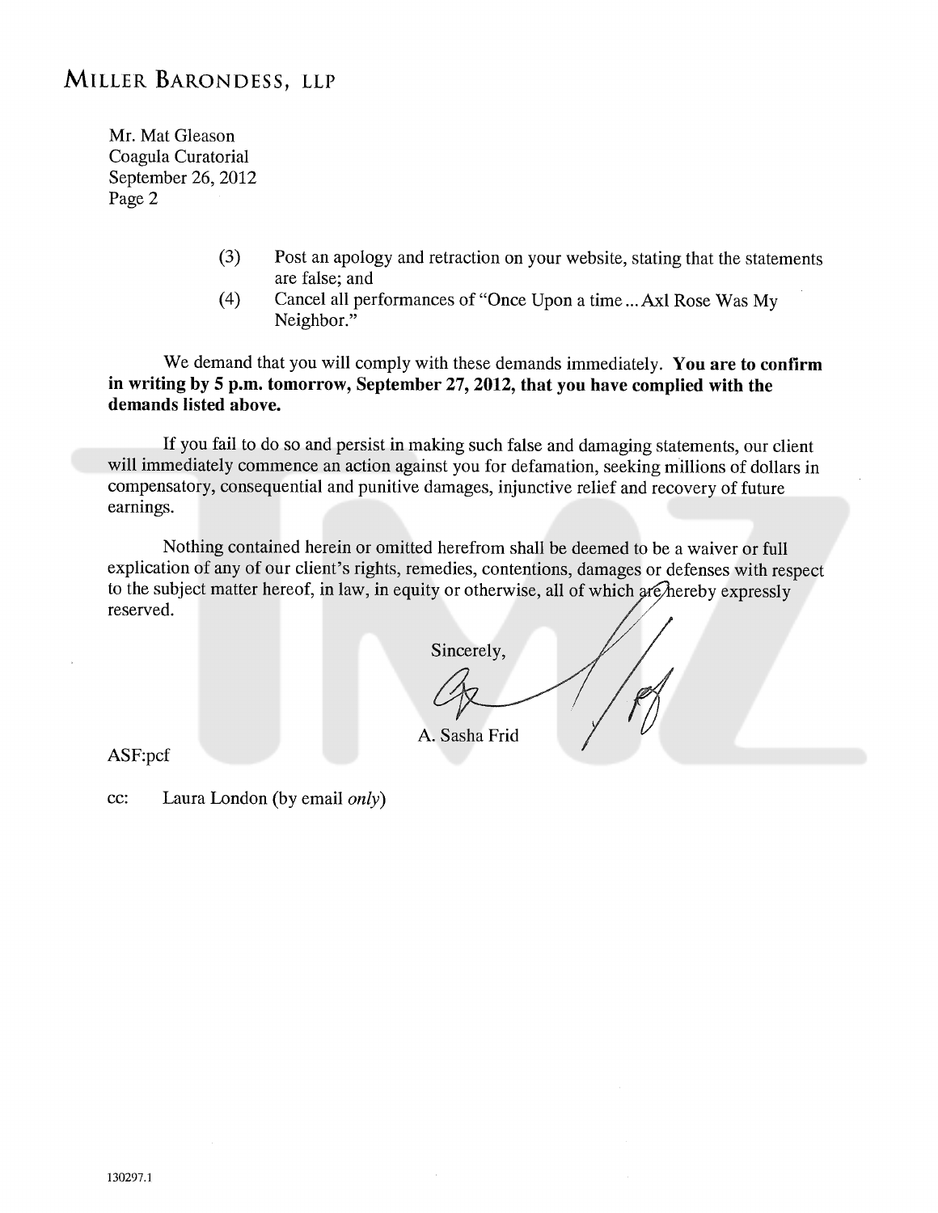# MILLER BARONDESS, LLP

Mr. Mat Gleason
Coagula Curatorial
September 26, 2012
Page 2

(3) Post an apology and retraction on your website, stating that the statements are false; and

(4) Cancel all performances of "Once Upon a time ... Axl Rose Was My Neighbor."

We demand that you will comply with these demands immediately. **You are to confirm in writing by 5 p.m. tomorrow, September 27, 2012, that you have complied with the demands listed above.**

If you fail to do so and persist in making such false and damaging statements, our client will immediately commence an action against you for defamation, seeking millions of dollars in compensatory, consequential and punitive damages, injunctive relief and recovery of future earnings.

Nothing contained herein or omitted herefrom shall be deemed to be a waiver or full explication of any of our client's rights, remedies, contentions, damages or defenses with respect to the subject matter hereof, in law, in equity or otherwise, all of which are hereby expressly reserved.

Sincerely,

A. Sasha Frid

ASF:pcf

cc: Laura London (by email *only*)

130297.1